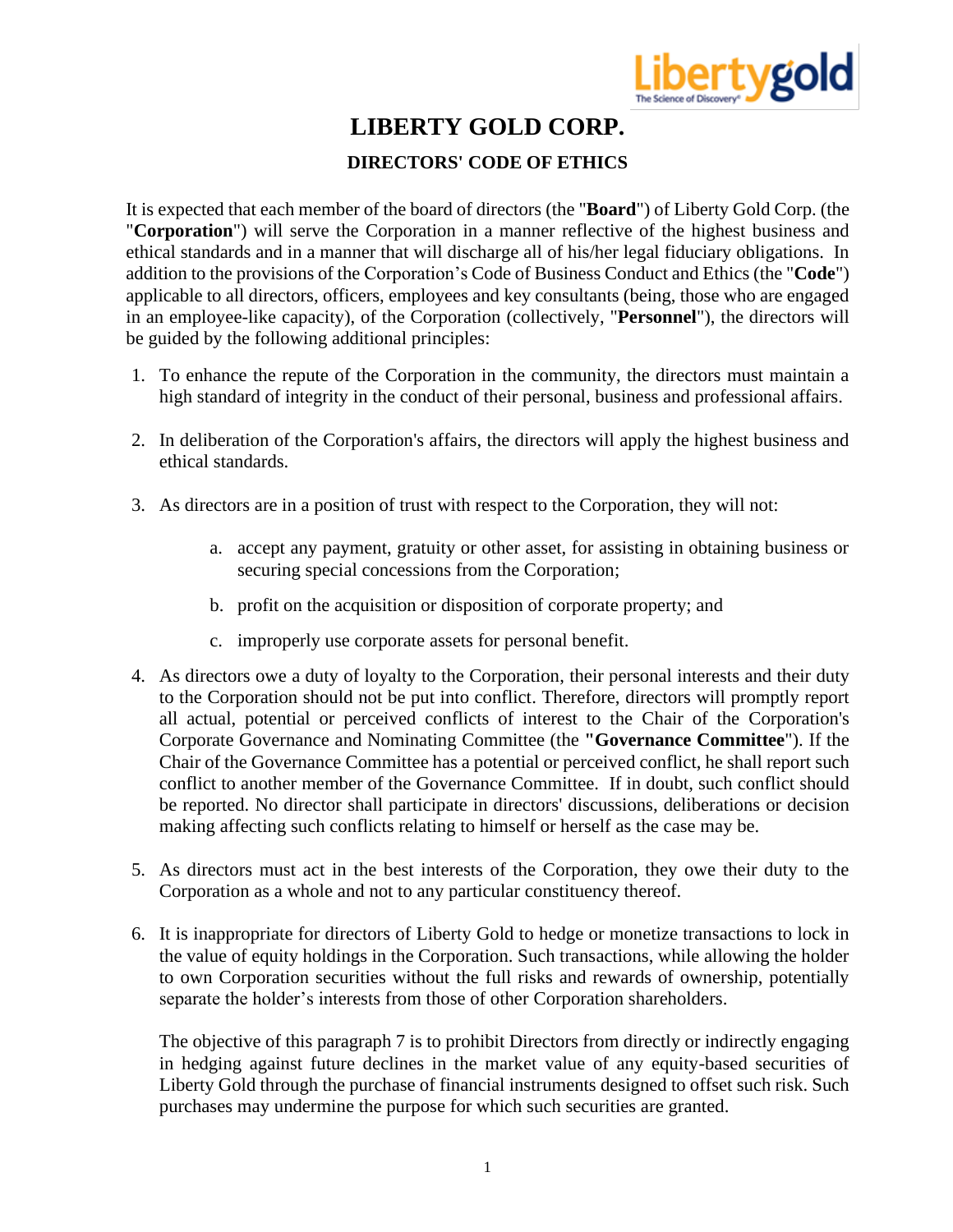# LIBERTY GOLD CORP.

## DIRECTORS' CODE OF ETHICS

It is expected that each member of the board of directors (the "**Board**") of Liberty Gold Corp. (the "**Corporation**") will serve the Corporation in a manner reflective of the highest business and ethical standards and in a manner that will discharge all of his/her legal fiduciary obligations. In addition to the provisions of the Corporation's Code of Business Conduct and Ethics (the "**Code**") applicable to all directors, officers, employees and key consultants (being, those who are engaged in an employee-like capacity), of the Corporation (collectively, "**Personnel**"), the directors will be guided by the following additional principles:

1. To enhance the repute of the Corporation in the community, the directors must maintain a high standard of integrity in the conduct of their personal, business and professional affairs.

2. In deliberation of the Corporation's affairs, the directors will apply the highest business and ethical standards.

3. As directors are in a position of trust with respect to the Corporation, they will not:

    a. accept any payment, gratuity or other asset, for assisting in obtaining business or securing special concessions from the Corporation;

    b. profit on the acquisition or disposition of corporate property; and

    c. improperly use corporate assets for personal benefit.

4. As directors owe a duty of loyalty to the Corporation, their personal interests and their duty to the Corporation should not be put into conflict. Therefore, directors will promptly report all actual, potential or perceived conflicts of interest to the Chair of the Corporation's Corporate Governance and Nominating Committee (the **"Governance Committee**"). If the Chair of the Governance Committee has a potential or perceived conflict, he shall report such conflict to another member of the Governance Committee. If in doubt, such conflict should be reported. No director shall participate in directors' discussions, deliberations or decision making affecting such conflicts relating to himself or herself as the case may be.

5. As directors must act in the best interests of the Corporation, they owe their duty to the Corporation as a whole and not to any particular constituency thereof.

6. It is inappropriate for directors of Liberty Gold to hedge or monetize transactions to lock in the value of equity holdings in the Corporation. Such transactions, while allowing the holder to own Corporation securities without the full risks and rewards of ownership, potentially separate the holder's interests from those of other Corporation shareholders.

    The objective of this paragraph 7 is to prohibit Directors from directly or indirectly engaging in hedging against future declines in the market value of any equity-based securities of Liberty Gold through the purchase of financial instruments designed to offset such risk. Such purchases may undermine the purpose for which such securities are granted.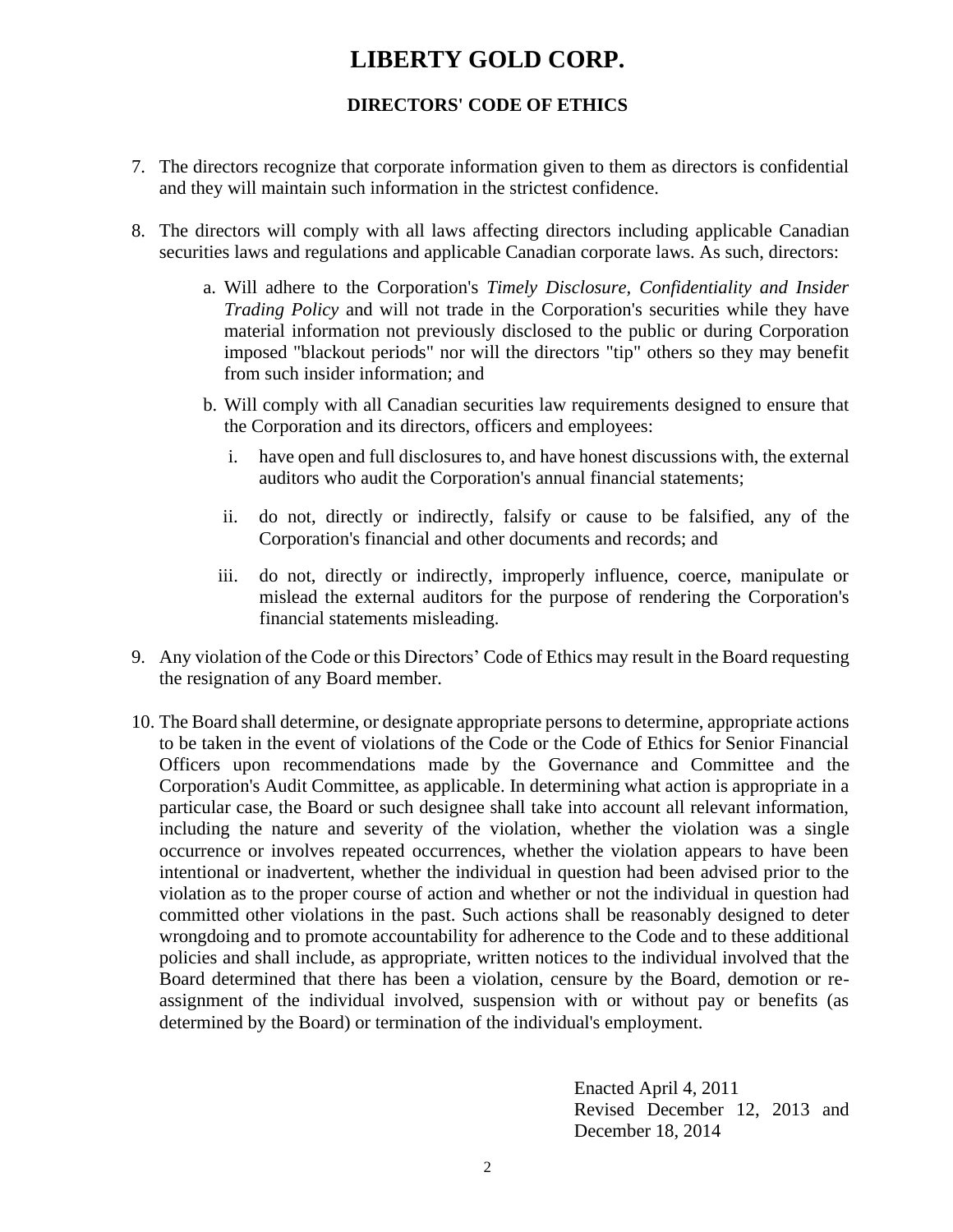# LIBERTY GOLD CORP.

## DIRECTORS' CODE OF ETHICS

7. The directors recognize that corporate information given to them as directors is confidential and they will maintain such information in the strictest confidence.

8. The directors will comply with all laws affecting directors including applicable Canadian securities laws and regulations and applicable Canadian corporate laws. As such, directors:

   a. Will adhere to the Corporation's *Timely Disclosure, Confidentiality and Insider Trading Policy* and will not trade in the Corporation's securities while they have material information not previously disclosed to the public or during Corporation imposed "blackout periods" nor will the directors "tip" others so they may benefit from such insider information; and

   b. Will comply with all Canadian securities law requirements designed to ensure that the Corporation and its directors, officers and employees:

      i. have open and full disclosures to, and have honest discussions with, the external auditors who audit the Corporation's annual financial statements;

      ii. do not, directly or indirectly, falsify or cause to be falsified, any of the Corporation's financial and other documents and records; and

      iii. do not, directly or indirectly, improperly influence, coerce, manipulate or mislead the external auditors for the purpose of rendering the Corporation's financial statements misleading.

9. Any violation of the Code or this Directors' Code of Ethics may result in the Board requesting the resignation of any Board member.

10. The Board shall determine, or designate appropriate persons to determine, appropriate actions to be taken in the event of violations of the Code or the Code of Ethics for Senior Financial Officers upon recommendations made by the Governance and Committee and the Corporation's Audit Committee, as applicable. In determining what action is appropriate in a particular case, the Board or such designee shall take into account all relevant information, including the nature and severity of the violation, whether the violation was a single occurrence or involves repeated occurrences, whether the violation appears to have been intentional or inadvertent, whether the individual in question had been advised prior to the violation as to the proper course of action and whether or not the individual in question had committed other violations in the past. Such actions shall be reasonably designed to deter wrongdoing and to promote accountability for adherence to the Code and to these additional policies and shall include, as appropriate, written notices to the individual involved that the Board determined that there has been a violation, censure by the Board, demotion or re-assignment of the individual involved, suspension with or without pay or benefits (as determined by the Board) or termination of the individual's employment.

Enacted April 4, 2011
Revised December 12, 2013 and December 18, 2014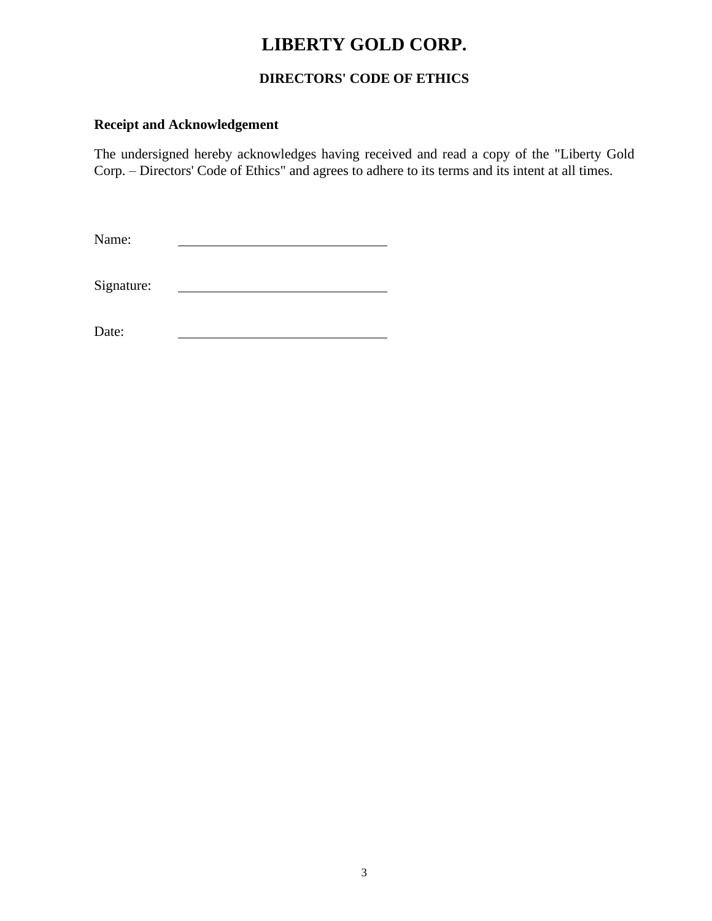# LIBERTY GOLD CORP.

## DIRECTORS' CODE OF ETHICS

### Receipt and Acknowledgement

The undersigned hereby acknowledges having received and read a copy of the "Liberty Gold Corp. – Directors' Code of Ethics" and agrees to adhere to its terms and its intent at all times.

Name: ______________________________

Signature: ______________________________

Date: ______________________________